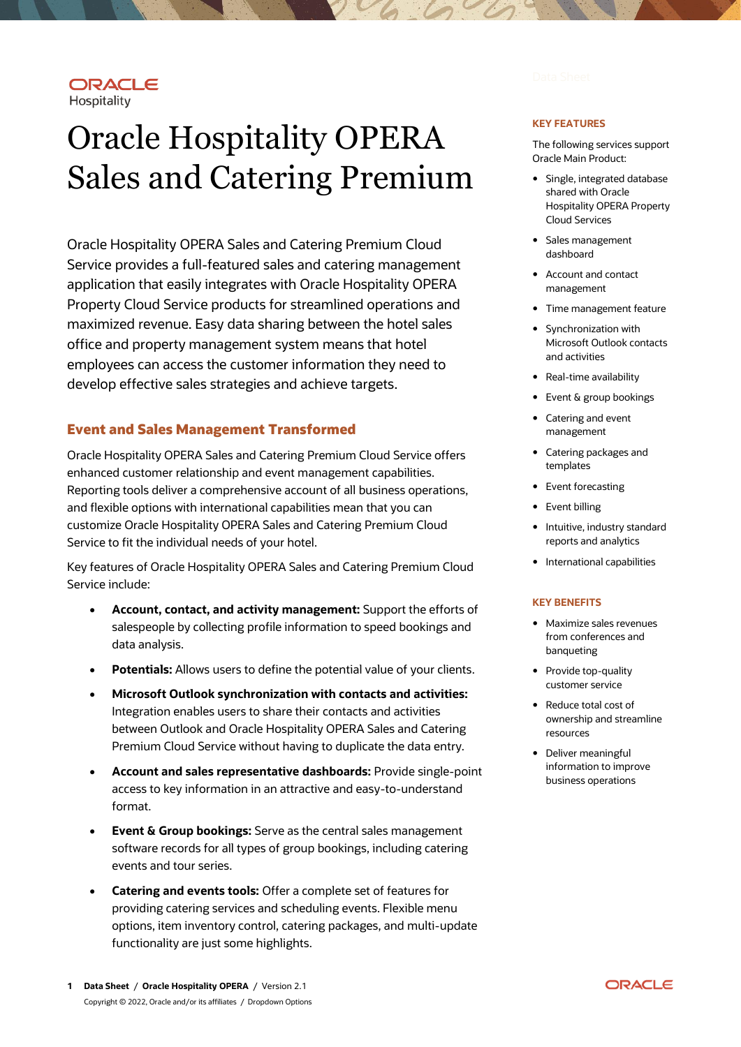ORACLE
Hospitality

# Oracle Hospitality OPERA Sales and Catering Premium

Oracle Hospitality OPERA Sales and Catering Premium Cloud Service provides a full-featured sales and catering management application that easily integrates with Oracle Hospitality OPERA Property Cloud Service products for streamlined operations and maximized revenue. Easy data sharing between the hotel sales office and property management system means that hotel employees can access the customer information they need to develop effective sales strategies and achieve targets.

## Event and Sales Management Transformed

Oracle Hospitality OPERA Sales and Catering Premium Cloud Service offers enhanced customer relationship and event management capabilities. Reporting tools deliver a comprehensive account of all business operations, and flexible options with international capabilities mean that you can customize Oracle Hospitality OPERA Sales and Catering Premium Cloud Service to fit the individual needs of your hotel.

Key features of Oracle Hospitality OPERA Sales and Catering Premium Cloud Service include:

- **Account, contact, and activity management:** Support the efforts of salespeople by collecting profile information to speed bookings and data analysis.
- **Potentials:** Allows users to define the potential value of your clients.
- **Microsoft Outlook synchronization with contacts and activities:** Integration enables users to share their contacts and activities between Outlook and Oracle Hospitality OPERA Sales and Catering Premium Cloud Service without having to duplicate the data entry.
- **Account and sales representative dashboards:** Provide single-point access to key information in an attractive and easy-to-understand format.
- **Event & Group bookings:** Serve as the central sales management software records for all types of group bookings, including catering events and tour series.
- **Catering and events tools:** Offer a complete set of features for providing catering services and scheduling events. Flexible menu options, item inventory control, catering packages, and multi-update functionality are just some highlights.

### KEY FEATURES

The following services support Oracle Main Product:

- Single, integrated database shared with Oracle Hospitality OPERA Property Cloud Services
- Sales management dashboard
- Account and contact management
- Time management feature
- Synchronization with Microsoft Outlook contacts and activities
- Real-time availability
- Event & group bookings
- Catering and event management
- Catering packages and templates
- Event forecasting
- Event billing
- Intuitive, industry standard reports and analytics
- International capabilities

### KEY BENEFITS

- Maximize sales revenues from conferences and banqueting
- Provide top-quality customer service
- Reduce total cost of ownership and streamline resources
- Deliver meaningful information to improve business operations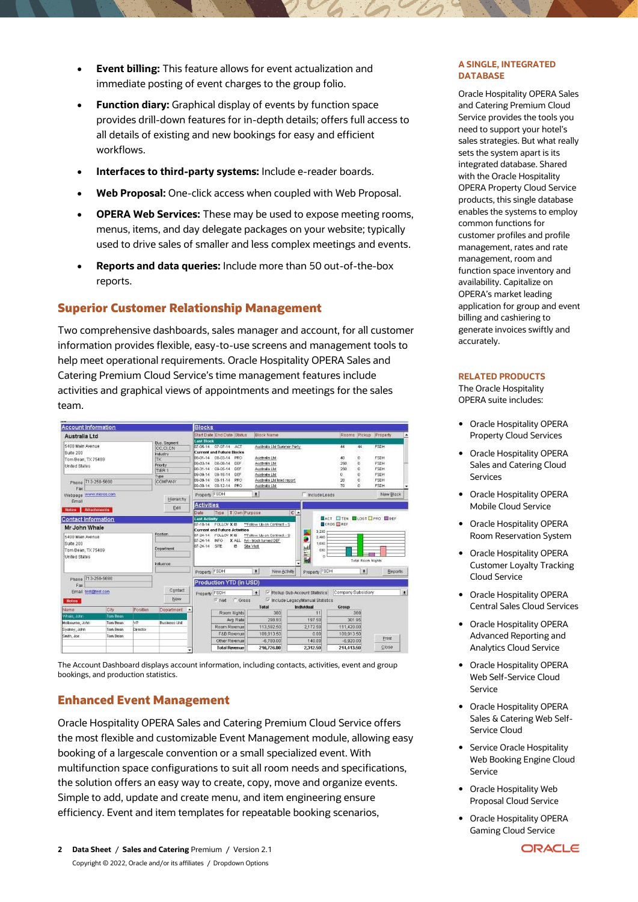- **Event billing:** This feature allows for event actualization and immediate posting of event charges to the group folio.
- **Function diary:** Graphical display of events by function space provides drill-down features for in-depth details; offers full access to all details of existing and new bookings for easy and efficient workflows.
- **Interfaces to third-party systems:** Include e-reader boards.
- **Web Proposal:** One-click access when coupled with Web Proposal.
- **OPERA Web Services:** These may be used to expose meeting rooms, menus, items, and day delegate packages on your website; typically used to drive sales of smaller and less complex meetings and events.
- **Reports and data queries:** Include more than 50 out-of-the-box reports.

## Superior Customer Relationship Management

Two comprehensive dashboards, sales manager and account, for all customer information provides flexible, easy-to-use screens and management tools to help meet operational requirements. Oracle Hospitality OPERA Sales and Catering Premium Cloud Service's time management features include activities and graphical views of appointments and meetings for the sales team.

The Account Dashboard displays account information, including contacts, activities, event and group bookings, and production statistics.

## Enhanced Event Management

Oracle Hospitality OPERA Sales and Catering Premium Cloud Service offers the most flexible and customizable Event Management module, allowing easy booking of a largescale convention or a small specialized event. With multifunction space configurations to suit all room needs and specifications, the solution offers an easy way to create, copy, move and organize events. Simple to add, update and create menu, and item engineering ensure efficiency. Event and item templates for repeatable booking scenarios,

### A SINGLE, INTEGRATED DATABASE

Oracle Hospitality OPERA Sales and Catering Premium Cloud Service provides the tools you need to support your hotel's sales strategies. But what really sets the system apart is its integrated database. Shared with the Oracle Hospitality OPERA Property Cloud Service products, this single database enables the systems to employ common functions for customer profiles and profile management, rates and rate management, room and function space inventory and availability. Capitalize on OPERA's market leading application for group and event billing and cashiering to generate invoices swiftly and accurately.

### RELATED PRODUCTS

The Oracle Hospitality OPERA suite includes:

- Oracle Hospitality OPERA Property Cloud Services
- Oracle Hospitality OPERA Sales and Catering Cloud Services
- Oracle Hospitality OPERA Mobile Cloud Service
- Oracle Hospitality OPERA Room Reservation System
- Oracle Hospitality OPERA Customer Loyalty Tracking Cloud Service
- Oracle Hospitality OPERA Central Sales Cloud Services
- Oracle Hospitality OPERA Advanced Reporting and Analytics Cloud Service
- Oracle Hospitality OPERA Web Self-Service Cloud Service
- Oracle Hospitality OPERA Sales & Catering Web Self-Service Cloud
- Service Oracle Hospitality Web Booking Engine Cloud Service
- Oracle Hospitality Web Proposal Cloud Service
- Oracle Hospitality OPERA Gaming Cloud Service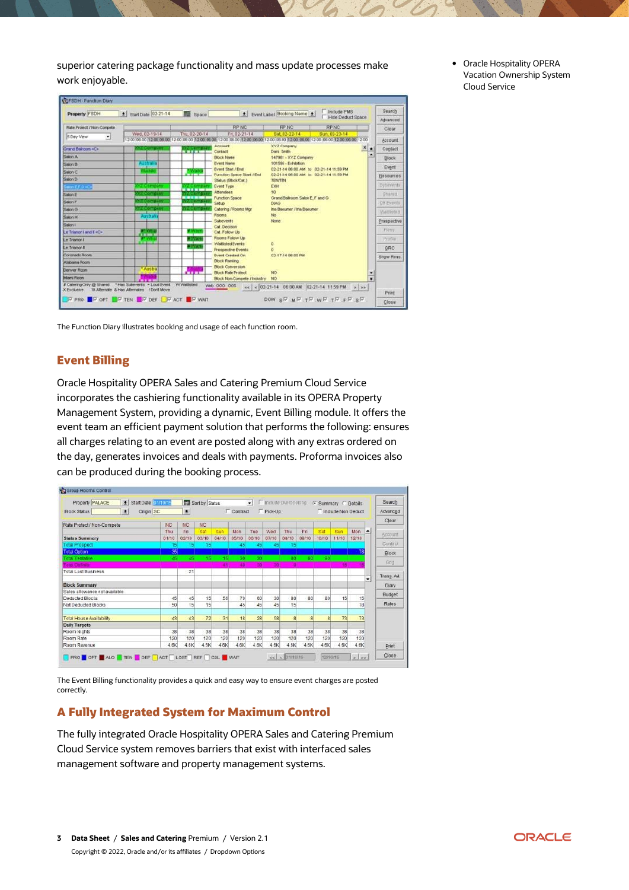superior catering package functionality and mass update processes make work enjoyable.

The Function Diary illustrates booking and usage of each function room.

## Event Billing

Oracle Hospitality OPERA Sales and Catering Premium Cloud Service incorporates the cashiering functionality available in its OPERA Property Management System, providing a dynamic, Event Billing module. It offers the event team an efficient payment solution that performs the following: ensures all charges relating to an event are posted along with any extras ordered on the day, generates invoices and deals with payments. Proforma invoices also can be produced during the booking process.

The Event Billing functionality provides a quick and easy way to ensure event charges are posted correctly.

## A Fully Integrated System for Maximum Control

The fully integrated Oracle Hospitality OPERA Sales and Catering Premium Cloud Service system removes barriers that exist with interfaced sales management software and property management systems.

- Oracle Hospitality OPERA Vacation Ownership System Cloud Service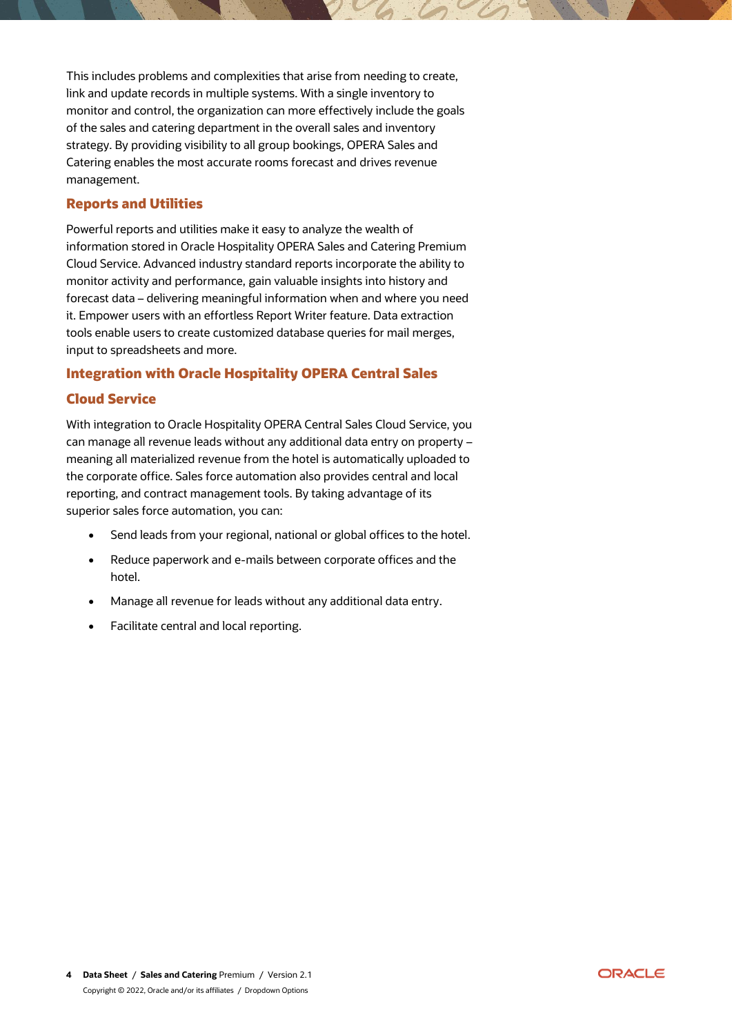This includes problems and complexities that arise from needing to create, link and update records in multiple systems. With a single inventory to monitor and control, the organization can more effectively include the goals of the sales and catering department in the overall sales and inventory strategy. By providing visibility to all group bookings, OPERA Sales and Catering enables the most accurate rooms forecast and drives revenue management.

### Reports and Utilities

Powerful reports and utilities make it easy to analyze the wealth of information stored in Oracle Hospitality OPERA Sales and Catering Premium Cloud Service. Advanced industry standard reports incorporate the ability to monitor activity and performance, gain valuable insights into history and forecast data – delivering meaningful information when and where you need it. Empower users with an effortless Report Writer feature. Data extraction tools enable users to create customized database queries for mail merges, input to spreadsheets and more.

### Integration with Oracle Hospitality OPERA Central Sales Cloud Service

With integration to Oracle Hospitality OPERA Central Sales Cloud Service, you can manage all revenue leads without any additional data entry on property – meaning all materialized revenue from the hotel is automatically uploaded to the corporate office. Sales force automation also provides central and local reporting, and contract management tools. By taking advantage of its superior sales force automation, you can:

- Send leads from your regional, national or global offices to the hotel.
- Reduce paperwork and e-mails between corporate offices and the hotel.
- Manage all revenue for leads without any additional data entry.
- Facilitate central and local reporting.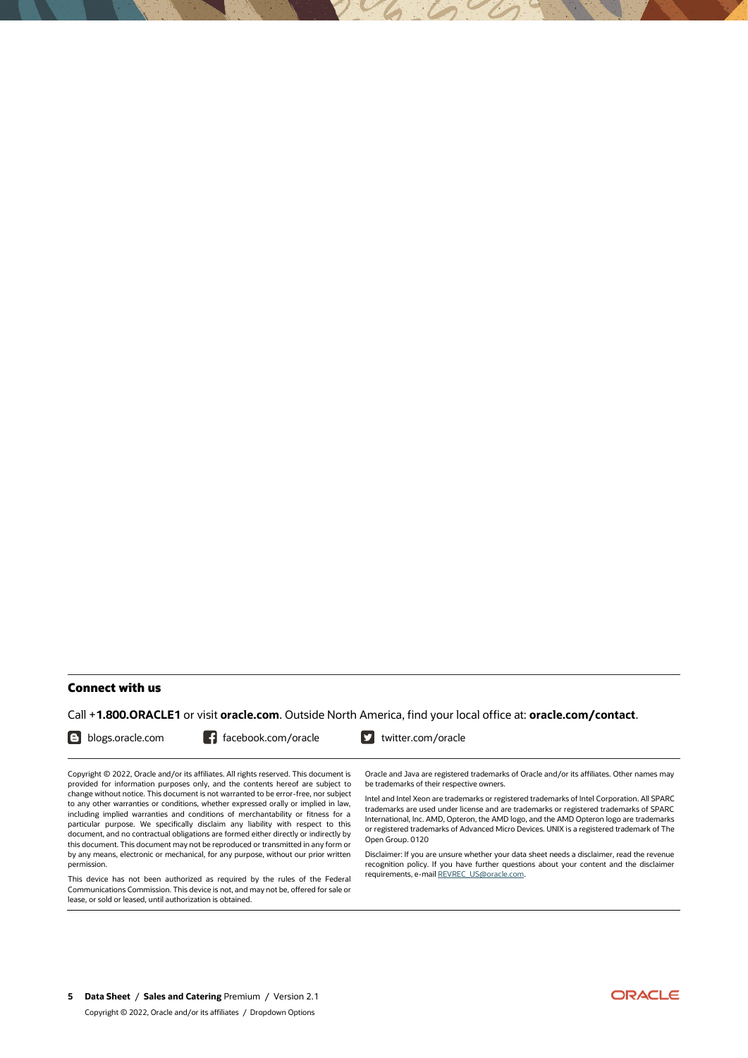## Connect with us

Call +**1.800.ORACLE1** or visit **oracle.com**. Outside North America, find your local office at: **oracle.com/contact**.

blogs.oracle.com    facebook.com/oracle    twitter.com/oracle

Copyright © 2022, Oracle and/or its affiliates. All rights reserved. This document is provided for information purposes only, and the contents hereof are subject to change without notice. This document is not warranted to be error-free, nor subject to any other warranties or conditions, whether expressed orally or implied in law, including implied warranties and conditions of merchantability or fitness for a particular purpose. We specifically disclaim any liability with respect to this document, and no contractual obligations are formed either directly or indirectly by this document. This document may not be reproduced or transmitted in any form or by any means, electronic or mechanical, for any purpose, without our prior written permission.

This device has not been authorized as required by the rules of the Federal Communications Commission. This device is not, and may not be, offered for sale or lease, or sold or leased, until authorization is obtained.

Oracle and Java are registered trademarks of Oracle and/or its affiliates. Other names may be trademarks of their respective owners.

Intel and Intel Xeon are trademarks or registered trademarks of Intel Corporation. All SPARC trademarks are used under license and are trademarks or registered trademarks of SPARC International, Inc. AMD, Opteron, the AMD logo, and the AMD Opteron logo are trademarks or registered trademarks of Advanced Micro Devices. UNIX is a registered trademark of The Open Group. 0120

Disclaimer: If you are unsure whether your data sheet needs a disclaimer, read the revenue recognition policy. If you have further questions about your content and the disclaimer requirements, e-mail REVREC_US@oracle.com.